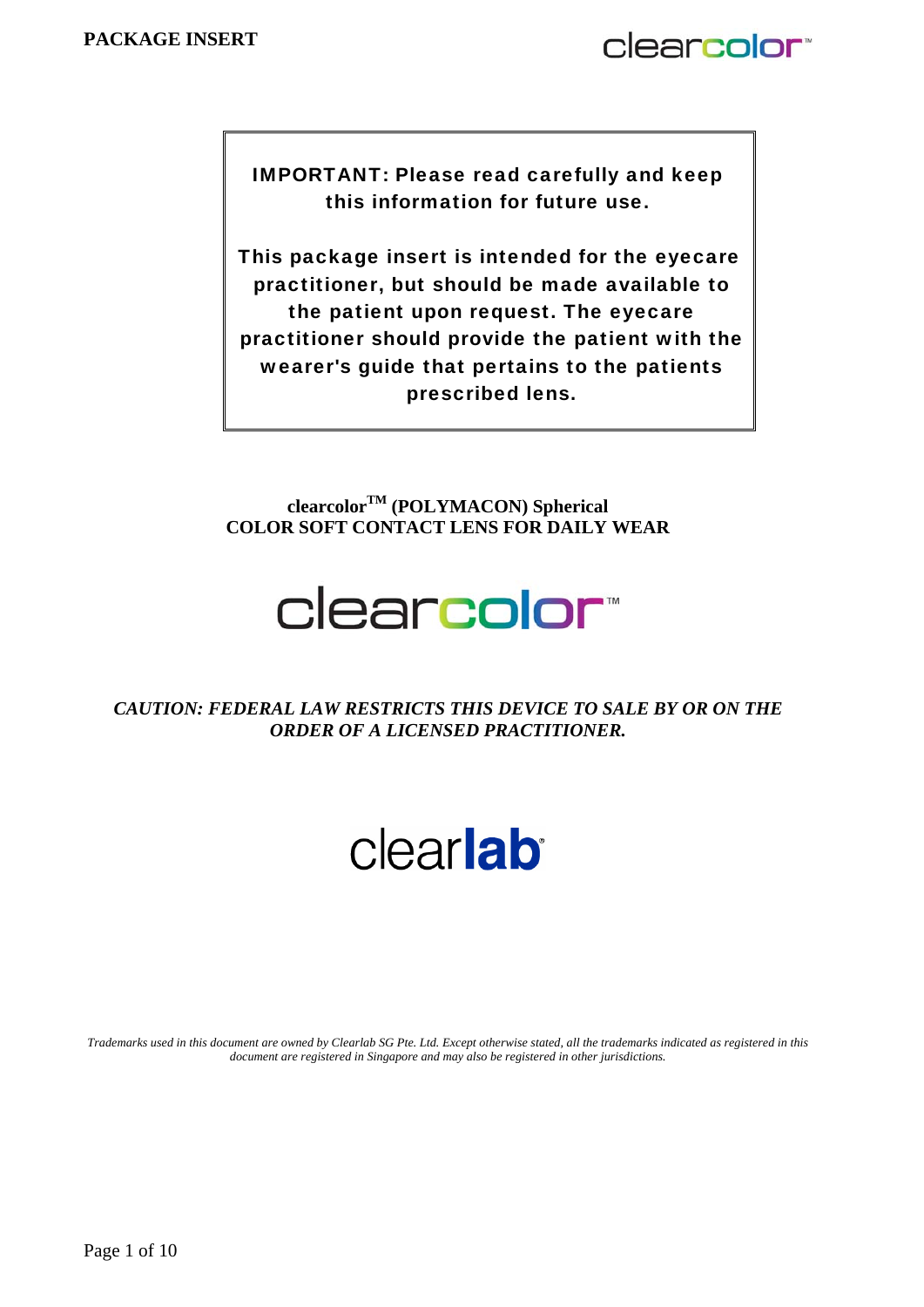PACKAGE INSERT

**IMPORTANT: Please read carefully and keep this information for future use.**

**This package insert is intended for the eyecare practitioner, but should be made available to the patient upon request. The eyecare practitioner should provide the patient with the wearer's guide that pertains to the patients prescribed lens.**

# clearcolor$^{TM}$ (POLYMACON) Spherical COLOR SOFT CONTACT LENS FOR DAILY WEAR

clearcolor™

***CAUTION: FEDERAL LAW RESTRICTS THIS DEVICE TO SALE BY OR ON THE ORDER OF A LICENSED PRACTITIONER.***

clearlab®

*Trademarks used in this document are owned by Clearlab SG Pte. Ltd. Except otherwise stated, all the trademarks indicated as registered in this document are registered in Singapore and may also be registered in other jurisdictions.*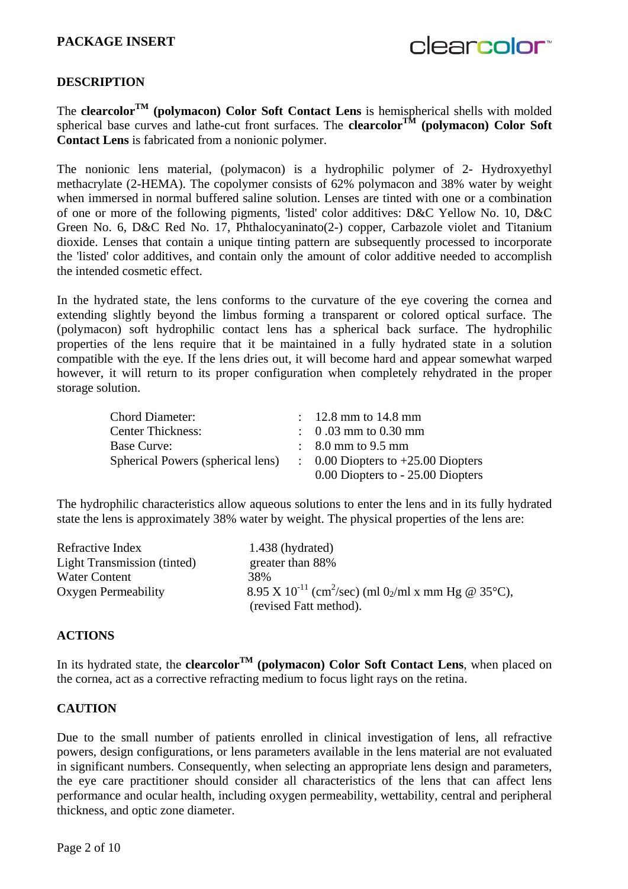## DESCRIPTION

The **clearcolor™ (polymacon) Color Soft Contact Lens** is hemispherical shells with molded spherical base curves and lathe-cut front surfaces. The **clearcolor™ (polymacon) Color Soft Contact Lens** is fabricated from a nonionic polymer.

The nonionic lens material, (polymacon) is a hydrophilic polymer of 2- Hydroxyethyl methacrylate (2-HEMA). The copolymer consists of 62% polymacon and 38% water by weight when immersed in normal buffered saline solution. Lenses are tinted with one or a combination of one or more of the following pigments, 'listed' color additives: D&C Yellow No. 10, D&C Green No. 6, D&C Red No. 17, Phthalocyaninato(2-) copper, Carbazole violet and Titanium dioxide. Lenses that contain a unique tinting pattern are subsequently processed to incorporate the 'listed' color additives, and contain only the amount of color additive needed to accomplish the intended cosmetic effect.

In the hydrated state, the lens conforms to the curvature of the eye covering the cornea and extending slightly beyond the limbus forming a transparent or colored optical surface. The (polymacon) soft hydrophilic contact lens has a spherical back surface. The hydrophilic properties of the lens require that it be maintained in a fully hydrated state in a solution compatible with the eye. If the lens dries out, it will become hard and appear somewhat warped however, it will return to its proper configuration when completely rehydrated in the proper storage solution.

| | | |
|---|---|---|
| Chord Diameter: | : | 12.8 mm to 14.8 mm |
| Center Thickness: | : | 0 .03 mm to 0.30 mm |
| Base Curve: | : | 8.0 mm to 9.5 mm |
| Spherical Powers (spherical lens) | : | 0.00 Diopters to +25.00 Diopters |
| | | 0.00 Diopters to - 25.00 Diopters |

The hydrophilic characteristics allow aqueous solutions to enter the lens and in its fully hydrated state the lens is approximately 38% water by weight. The physical properties of the lens are:

| | |
|---|---|
| Refractive Index | 1.438 (hydrated) |
| Light Transmission (tinted) | greater than 88% |
| Water Content | 38% |
| Oxygen Permeability | $8.95 \times 10^{-11}$ ($cm^2$/sec) (ml $0_2$/ml x mm Hg @ 35°C), (revised Fatt method). |

## ACTIONS

In its hydrated state, the **clearcolor™ (polymacon) Color Soft Contact Lens**, when placed on the cornea, act as a corrective refracting medium to focus light rays on the retina.

## CAUTION

Due to the small number of patients enrolled in clinical investigation of lens, all refractive powers, design configurations, or lens parameters available in the lens material are not evaluated in significant numbers. Consequently, when selecting an appropriate lens design and parameters, the eye care practitioner should consider all characteristics of the lens that can affect lens performance and ocular health, including oxygen permeability, wettability, central and peripheral thickness, and optic zone diameter.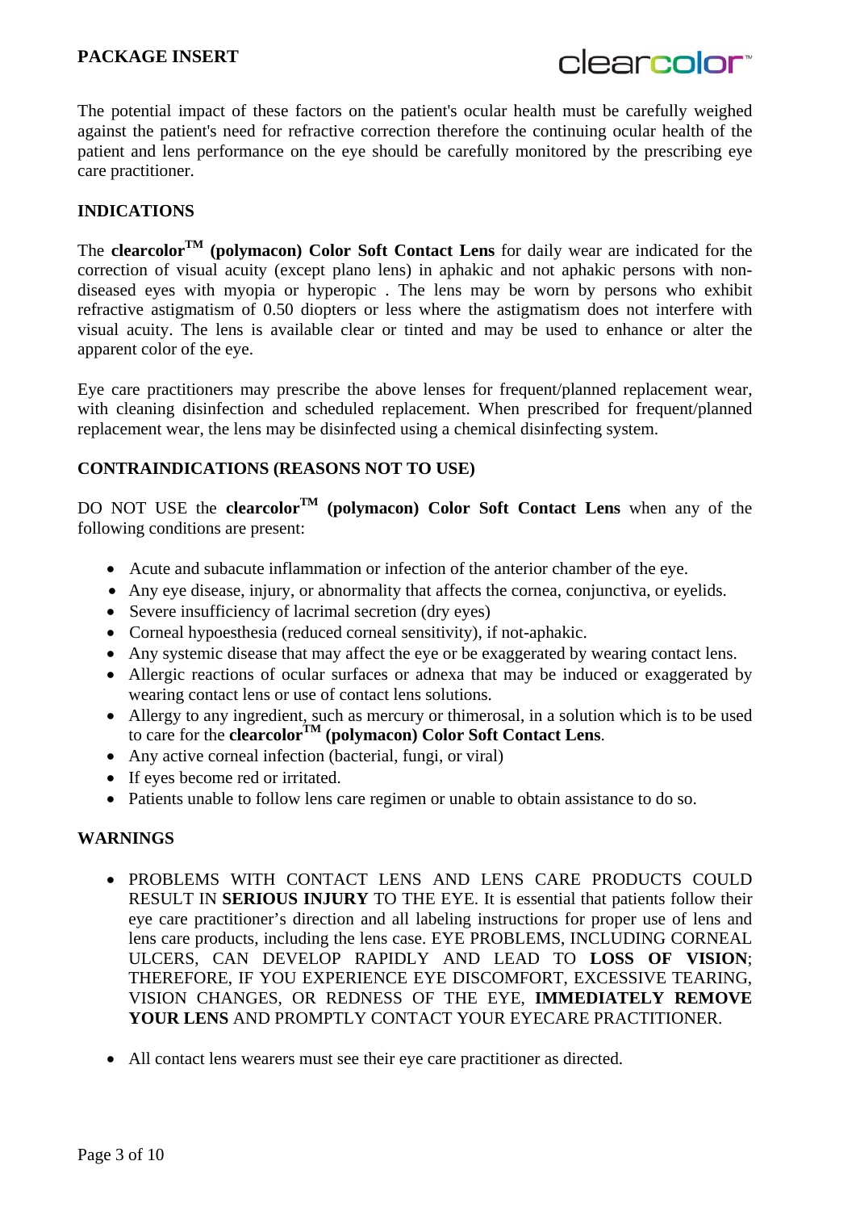The potential impact of these factors on the patient's ocular health must be carefully weighed against the patient's need for refractive correction therefore the continuing ocular health of the patient and lens performance on the eye should be carefully monitored by the prescribing eye care practitioner.

## INDICATIONS

The **clearcolor™ (polymacon) Color Soft Contact Lens** for daily wear are indicated for the correction of visual acuity (except plano lens) in aphakic and not aphakic persons with non-diseased eyes with myopia or hyperopic . The lens may be worn by persons who exhibit refractive astigmatism of 0.50 diopters or less where the astigmatism does not interfere with visual acuity. The lens is available clear or tinted and may be used to enhance or alter the apparent color of the eye.

Eye care practitioners may prescribe the above lenses for frequent/planned replacement wear, with cleaning disinfection and scheduled replacement. When prescribed for frequent/planned replacement wear, the lens may be disinfected using a chemical disinfecting system.

## CONTRAINDICATIONS (REASONS NOT TO USE)

DO NOT USE the **clearcolor™ (polymacon) Color Soft Contact Lens** when any of the following conditions are present:

- Acute and subacute inflammation or infection of the anterior chamber of the eye.
- Any eye disease, injury, or abnormality that affects the cornea, conjunctiva, or eyelids.
- Severe insufficiency of lacrimal secretion (dry eyes)
- Corneal hypoesthesia (reduced corneal sensitivity), if not-aphakic.
- Any systemic disease that may affect the eye or be exaggerated by wearing contact lens.
- Allergic reactions of ocular surfaces or adnexa that may be induced or exaggerated by wearing contact lens or use of contact lens solutions.
- Allergy to any ingredient, such as mercury or thimerosal, in a solution which is to be used to care for the **clearcolor™ (polymacon) Color Soft Contact Lens**.
- Any active corneal infection (bacterial, fungi, or viral)
- If eyes become red or irritated.
- Patients unable to follow lens care regimen or unable to obtain assistance to do so.

## WARNINGS

- PROBLEMS WITH CONTACT LENS AND LENS CARE PRODUCTS COULD RESULT IN **SERIOUS INJURY** TO THE EYE. It is essential that patients follow their eye care practitioner's direction and all labeling instructions for proper use of lens and lens care products, including the lens case. EYE PROBLEMS, INCLUDING CORNEAL ULCERS, CAN DEVELOP RAPIDLY AND LEAD TO **LOSS OF VISION**; THEREFORE, IF YOU EXPERIENCE EYE DISCOMFORT, EXCESSIVE TEARING, VISION CHANGES, OR REDNESS OF THE EYE, **IMMEDIATELY REMOVE YOUR LENS** AND PROMPTLY CONTACT YOUR EYECARE PRACTITIONER.

- All contact lens wearers must see their eye care practitioner as directed.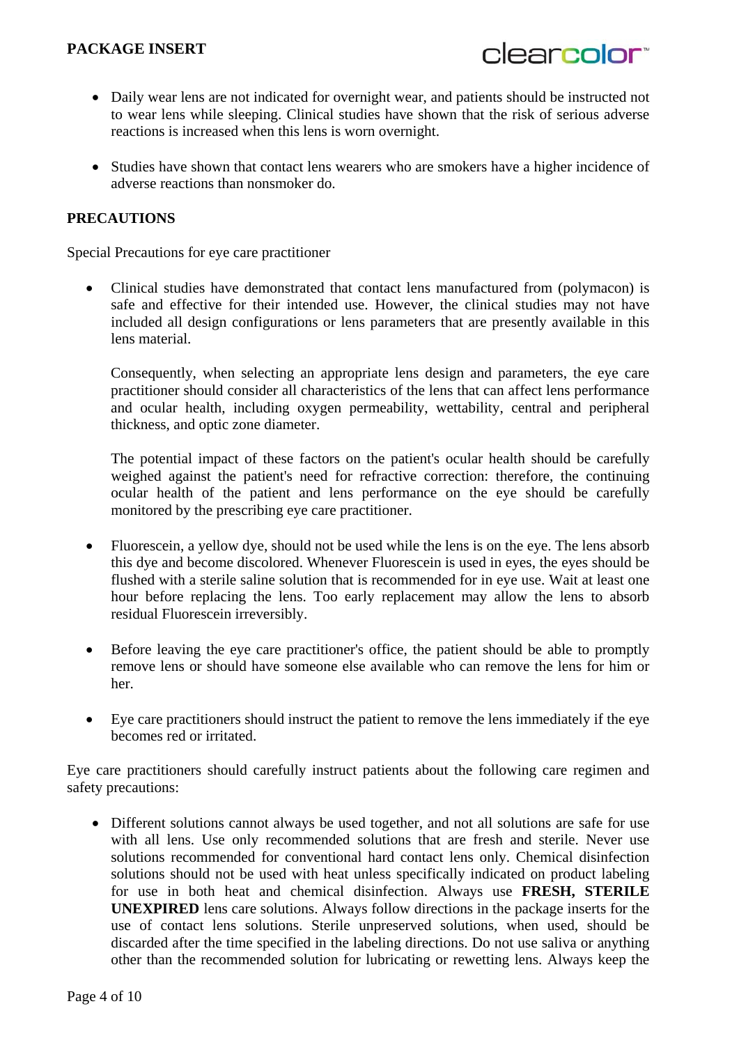- Daily wear lens are not indicated for overnight wear, and patients should be instructed not to wear lens while sleeping. Clinical studies have shown that the risk of serious adverse reactions is increased when this lens is worn overnight.

- Studies have shown that contact lens wearers who are smokers have a higher incidence of adverse reactions than nonsmoker do.

## PRECAUTIONS

Special Precautions for eye care practitioner

- Clinical studies have demonstrated that contact lens manufactured from (polymacon) is safe and effective for their intended use. However, the clinical studies may not have included all design configurations or lens parameters that are presently available in this lens material.

  Consequently, when selecting an appropriate lens design and parameters, the eye care practitioner should consider all characteristics of the lens that can affect lens performance and ocular health, including oxygen permeability, wettability, central and peripheral thickness, and optic zone diameter.

  The potential impact of these factors on the patient's ocular health should be carefully weighed against the patient's need for refractive correction: therefore, the continuing ocular health of the patient and lens performance on the eye should be carefully monitored by the prescribing eye care practitioner.

- Fluorescein, a yellow dye, should not be used while the lens is on the eye. The lens absorb this dye and become discolored. Whenever Fluorescein is used in eyes, the eyes should be flushed with a sterile saline solution that is recommended for in eye use. Wait at least one hour before replacing the lens. Too early replacement may allow the lens to absorb residual Fluorescein irreversibly.

- Before leaving the eye care practitioner's office, the patient should be able to promptly remove lens or should have someone else available who can remove the lens for him or her.

- Eye care practitioners should instruct the patient to remove the lens immediately if the eye becomes red or irritated.

Eye care practitioners should carefully instruct patients about the following care regimen and safety precautions:

- Different solutions cannot always be used together, and not all solutions are safe for use with all lens. Use only recommended solutions that are fresh and sterile. Never use solutions recommended for conventional hard contact lens only. Chemical disinfection solutions should not be used with heat unless specifically indicated on product labeling for use in both heat and chemical disinfection. Always use **FRESH, STERILE UNEXPIRED** lens care solutions. Always follow directions in the package inserts for the use of contact lens solutions. Sterile unpreserved solutions, when used, should be discarded after the time specified in the labeling directions. Do not use saliva or anything other than the recommended solution for lubricating or rewetting lens. Always keep the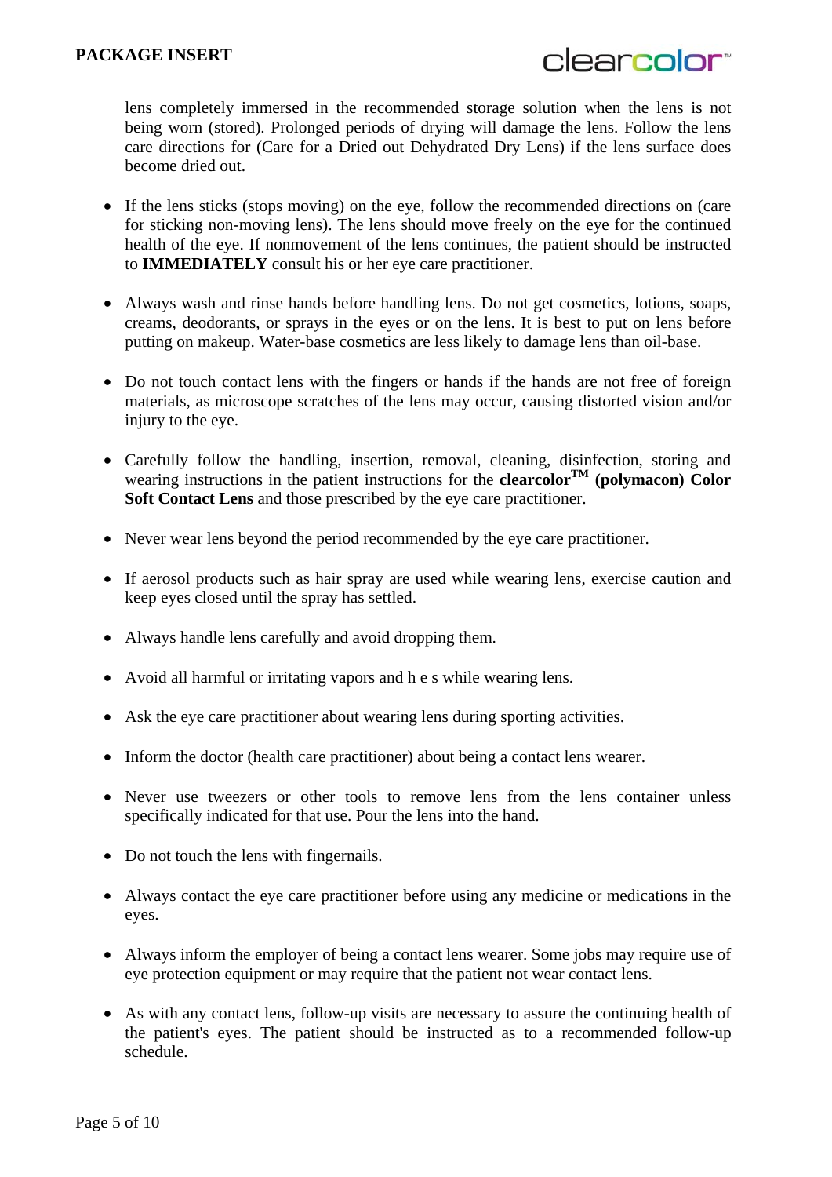lens completely immersed in the recommended storage solution when the lens is not being worn (stored). Prolonged periods of drying will damage the lens. Follow the lens care directions for (Care for a Dried out Dehydrated Dry Lens) if the lens surface does become dried out.

- If the lens sticks (stops moving) on the eye, follow the recommended directions on (care for sticking non-moving lens). The lens should move freely on the eye for the continued health of the eye. If nonmovement of the lens continues, the patient should be instructed to **IMMEDIATELY** consult his or her eye care practitioner.

- Always wash and rinse hands before handling lens. Do not get cosmetics, lotions, soaps, creams, deodorants, or sprays in the eyes or on the lens. It is best to put on lens before putting on makeup. Water-base cosmetics are less likely to damage lens than oil-base.

- Do not touch contact lens with the fingers or hands if the hands are not free of foreign materials, as microscope scratches of the lens may occur, causing distorted vision and/or injury to the eye.

- Carefully follow the handling, insertion, removal, cleaning, disinfection, storing and wearing instructions in the patient instructions for the **clearcolor™ (polymacon) Color Soft Contact Lens** and those prescribed by the eye care practitioner.

- Never wear lens beyond the period recommended by the eye care practitioner.

- If aerosol products such as hair spray are used while wearing lens, exercise caution and keep eyes closed until the spray has settled.

- Always handle lens carefully and avoid dropping them.

- Avoid all harmful or irritating vapors and h e s while wearing lens.

- Ask the eye care practitioner about wearing lens during sporting activities.

- Inform the doctor (health care practitioner) about being a contact lens wearer.

- Never use tweezers or other tools to remove lens from the lens container unless specifically indicated for that use. Pour the lens into the hand.

- Do not touch the lens with fingernails.

- Always contact the eye care practitioner before using any medicine or medications in the eyes.

- Always inform the employer of being a contact lens wearer. Some jobs may require use of eye protection equipment or may require that the patient not wear contact lens.

- As with any contact lens, follow-up visits are necessary to assure the continuing health of the patient's eyes. The patient should be instructed as to a recommended follow-up schedule.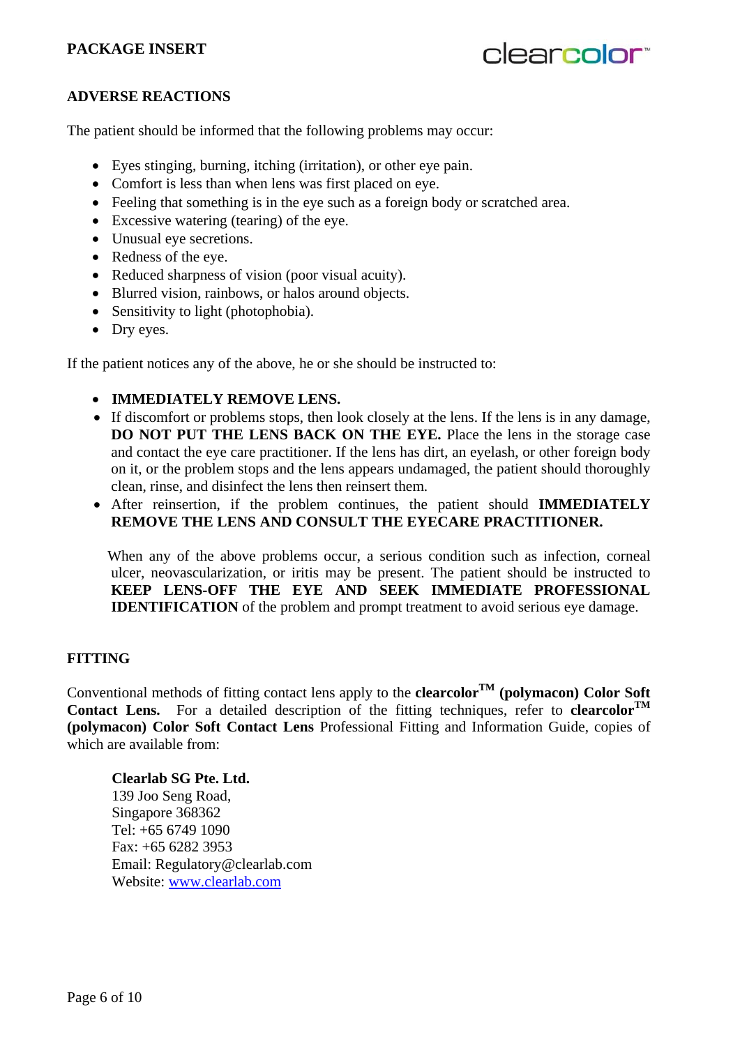## ADVERSE REACTIONS

The patient should be informed that the following problems may occur:

- Eyes stinging, burning, itching (irritation), or other eye pain.
- Comfort is less than when lens was first placed on eye.
- Feeling that something is in the eye such as a foreign body or scratched area.
- Excessive watering (tearing) of the eye.
- Unusual eye secretions.
- Redness of the eye.
- Reduced sharpness of vision (poor visual acuity).
- Blurred vision, rainbows, or halos around objects.
- Sensitivity to light (photophobia).
- Dry eyes.

If the patient notices any of the above, he or she should be instructed to:

- **IMMEDIATELY REMOVE LENS.**
- If discomfort or problems stops, then look closely at the lens. If the lens is in any damage, **DO NOT PUT THE LENS BACK ON THE EYE.** Place the lens in the storage case and contact the eye care practitioner. If the lens has dirt, an eyelash, or other foreign body on it, or the problem stops and the lens appears undamaged, the patient should thoroughly clean, rinse, and disinfect the lens then reinsert them.
- After reinsertion, if the problem continues, the patient should **IMMEDIATELY REMOVE THE LENS AND CONSULT THE EYECARE PRACTITIONER.**

When any of the above problems occur, a serious condition such as infection, corneal ulcer, neovascularization, or iritis may be present. The patient should be instructed to **KEEP LENS-OFF THE EYE AND SEEK IMMEDIATE PROFESSIONAL IDENTIFICATION** of the problem and prompt treatment to avoid serious eye damage.

## FITTING

Conventional methods of fitting contact lens apply to the **clearcolor™ (polymacon) Color Soft Contact Lens.** For a detailed description of the fitting techniques, refer to **clearcolor™ (polymacon) Color Soft Contact Lens** Professional Fitting and Information Guide, copies of which are available from:

**Clearlab SG Pte. Ltd.**
139 Joo Seng Road,
Singapore 368362
Tel: +65 6749 1090
Fax: +65 6282 3953
Email: Regulatory@clearlab.com
Website: www.clearlab.com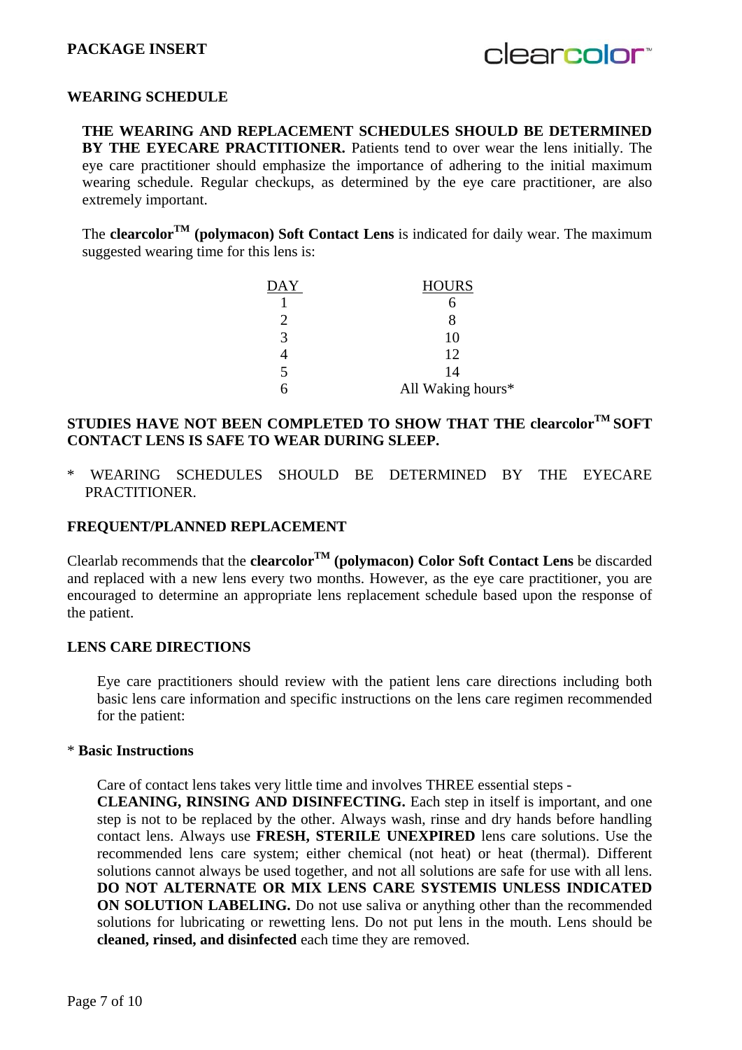## WEARING SCHEDULE

**THE WEARING AND REPLACEMENT SCHEDULES SHOULD BE DETERMINED BY THE EYECARE PRACTITIONER.** Patients tend to over wear the lens initially. The eye care practitioner should emphasize the importance of adhering to the initial maximum wearing schedule. Regular checkups, as determined by the eye care practitioner, are also extremely important.

The **clearcolor™ (polymacon) Soft Contact Lens** is indicated for daily wear. The maximum suggested wearing time for this lens is:

| DAY | HOURS |
|---|---|
| 1 | 6 |
| 2 | 8 |
| 3 | 10 |
| 4 | 12 |
| 5 | 14 |
| 6 | All Waking hours* |

**STUDIES HAVE NOT BEEN COMPLETED TO SHOW THAT THE clearcolor™ SOFT CONTACT LENS IS SAFE TO WEAR DURING SLEEP.**

* WEARING SCHEDULES SHOULD BE DETERMINED BY THE EYECARE PRACTITIONER.

## FREQUENT/PLANNED REPLACEMENT

Clearlab recommends that the **clearcolor™ (polymacon) Color Soft Contact Lens** be discarded and replaced with a new lens every two months. However, as the eye care practitioner, you are encouraged to determine an appropriate lens replacement schedule based upon the response of the patient.

## LENS CARE DIRECTIONS

Eye care practitioners should review with the patient lens care directions including both basic lens care information and specific instructions on the lens care regimen recommended for the patient:

* **Basic Instructions**

Care of contact lens takes very little time and involves THREE essential steps - **CLEANING, RINSING AND DISINFECTING.** Each step in itself is important, and one step is not to be replaced by the other. Always wash, rinse and dry hands before handling contact lens. Always use **FRESH, STERILE UNEXPIRED** lens care solutions. Use the recommended lens care system; either chemical (not heat) or heat (thermal). Different solutions cannot always be used together, and not all solutions are safe for use with all lens. **DO NOT ALTERNATE OR MIX LENS CARE SYSTEMIS UNLESS INDICATED ON SOLUTION LABELING.** Do not use saliva or anything other than the recommended solutions for lubricating or rewetting lens. Do not put lens in the mouth. Lens should be **cleaned, rinsed, and disinfected** each time they are removed.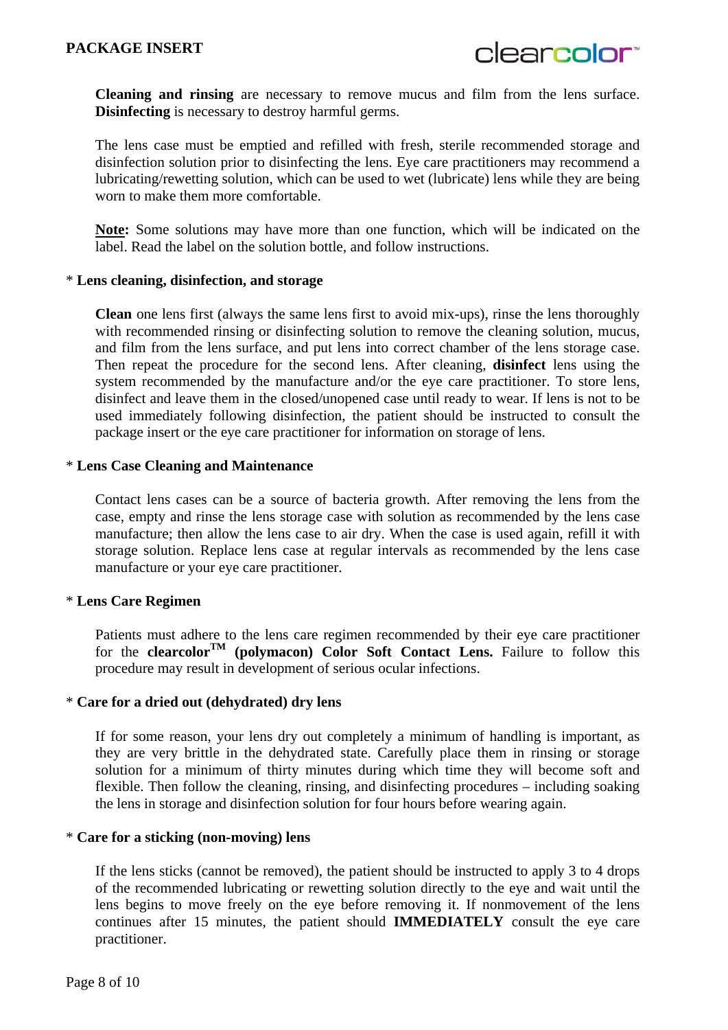**Cleaning and rinsing** are necessary to remove mucus and film from the lens surface. **Disinfecting** is necessary to destroy harmful germs.

The lens case must be emptied and refilled with fresh, sterile recommended storage and disinfection solution prior to disinfecting the lens. Eye care practitioners may recommend a lubricating/rewetting solution, which can be used to wet (lubricate) lens while they are being worn to make them more comfortable.

**Note:** Some solutions may have more than one function, which will be indicated on the label. Read the label on the solution bottle, and follow instructions.

\* **Lens cleaning, disinfection, and storage**

**Clean** one lens first (always the same lens first to avoid mix-ups), rinse the lens thoroughly with recommended rinsing or disinfecting solution to remove the cleaning solution, mucus, and film from the lens surface, and put lens into correct chamber of the lens storage case. Then repeat the procedure for the second lens. After cleaning, **disinfect** lens using the system recommended by the manufacture and/or the eye care practitioner. To store lens, disinfect and leave them in the closed/unopened case until ready to wear. If lens is not to be used immediately following disinfection, the patient should be instructed to consult the package insert or the eye care practitioner for information on storage of lens.

\* **Lens Case Cleaning and Maintenance**

Contact lens cases can be a source of bacteria growth. After removing the lens from the case, empty and rinse the lens storage case with solution as recommended by the lens case manufacture; then allow the lens case to air dry. When the case is used again, refill it with storage solution. Replace lens case at regular intervals as recommended by the lens case manufacture or your eye care practitioner.

\* **Lens Care Regimen**

Patients must adhere to the lens care regimen recommended by their eye care practitioner for the **clearcolor™ (polymacon) Color Soft Contact Lens.** Failure to follow this procedure may result in development of serious ocular infections.

\* **Care for a dried out (dehydrated) dry lens**

If for some reason, your lens dry out completely a minimum of handling is important, as they are very brittle in the dehydrated state. Carefully place them in rinsing or storage solution for a minimum of thirty minutes during which time they will become soft and flexible. Then follow the cleaning, rinsing, and disinfecting procedures – including soaking the lens in storage and disinfection solution for four hours before wearing again.

\* **Care for a sticking (non-moving) lens**

If the lens sticks (cannot be removed), the patient should be instructed to apply 3 to 4 drops of the recommended lubricating or rewetting solution directly to the eye and wait until the lens begins to move freely on the eye before removing it. If nonmovement of the lens continues after 15 minutes, the patient should **IMMEDIATELY** consult the eye care practitioner.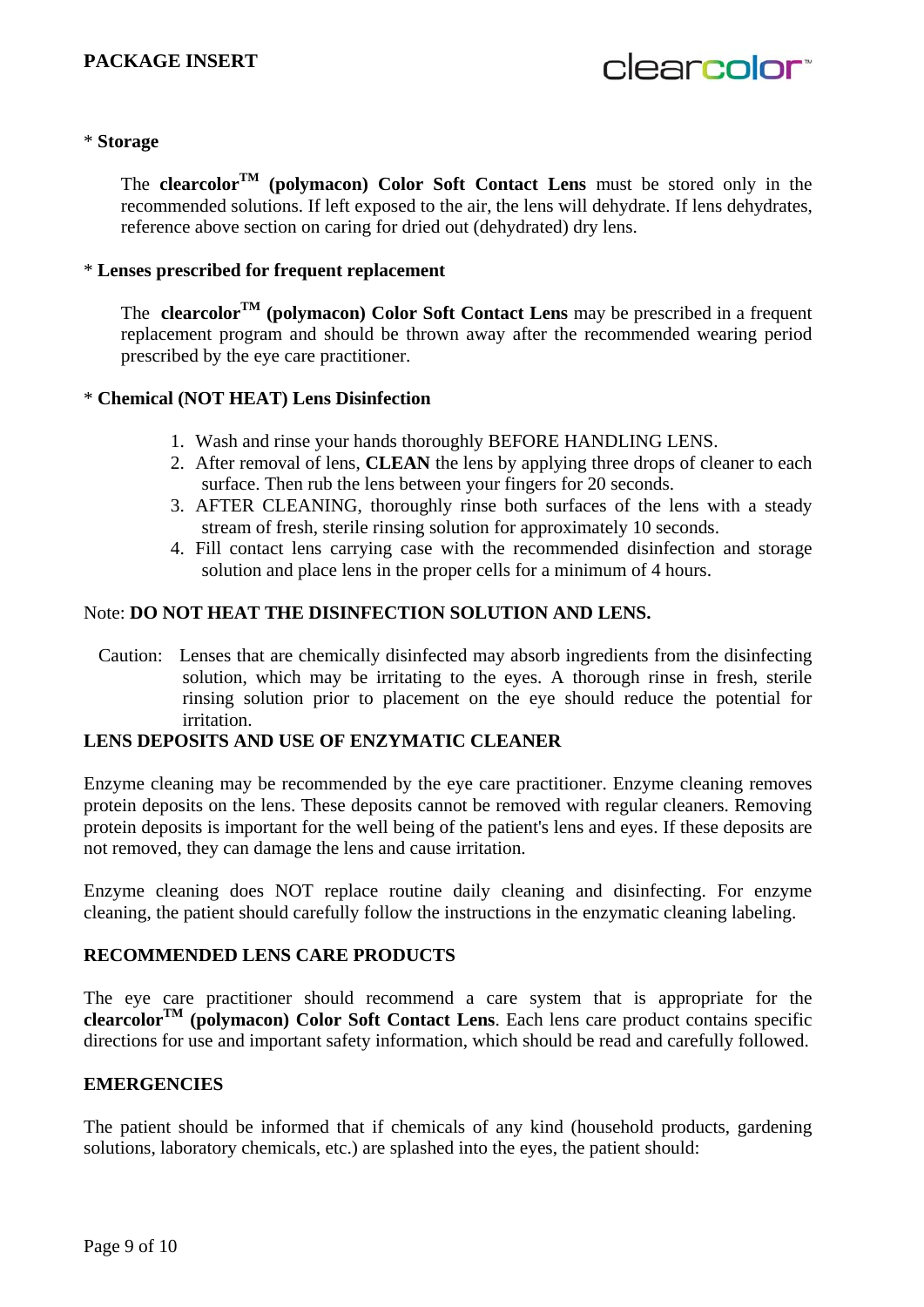\* **Storage**

The **clearcolor™ (polymacon) Color Soft Contact Lens** must be stored only in the recommended solutions. If left exposed to the air, the lens will dehydrate. If lens dehydrates, reference above section on caring for dried out (dehydrated) dry lens.

\* **Lenses prescribed for frequent replacement**

The **clearcolor™ (polymacon) Color Soft Contact Lens** may be prescribed in a frequent replacement program and should be thrown away after the recommended wearing period prescribed by the eye care practitioner.

\* **Chemical (NOT HEAT) Lens Disinfection**

1. Wash and rinse your hands thoroughly BEFORE HANDLING LENS.
2. After removal of lens, **CLEAN** the lens by applying three drops of cleaner to each surface. Then rub the lens between your fingers for 20 seconds.
3. AFTER CLEANING, thoroughly rinse both surfaces of the lens with a steady stream of fresh, sterile rinsing solution for approximately 10 seconds.
4. Fill contact lens carrying case with the recommended disinfection and storage solution and place lens in the proper cells for a minimum of 4 hours.

Note: **DO NOT HEAT THE DISINFECTION SOLUTION AND LENS.**

Caution: Lenses that are chemically disinfected may absorb ingredients from the disinfecting solution, which may be irritating to the eyes. A thorough rinse in fresh, sterile rinsing solution prior to placement on the eye should reduce the potential for irritation.

**LENS DEPOSITS AND USE OF ENZYMATIC CLEANER**

Enzyme cleaning may be recommended by the eye care practitioner. Enzyme cleaning removes protein deposits on the lens. These deposits cannot be removed with regular cleaners. Removing protein deposits is important for the well being of the patient's lens and eyes. If these deposits are not removed, they can damage the lens and cause irritation.

Enzyme cleaning does NOT replace routine daily cleaning and disinfecting. For enzyme cleaning, the patient should carefully follow the instructions in the enzymatic cleaning labeling.

**RECOMMENDED LENS CARE PRODUCTS**

The eye care practitioner should recommend a care system that is appropriate for the **clearcolor™ (polymacon) Color Soft Contact Lens**. Each lens care product contains specific directions for use and important safety information, which should be read and carefully followed.

**EMERGENCIES**

The patient should be informed that if chemicals of any kind (household products, gardening solutions, laboratory chemicals, etc.) are splashed into the eyes, the patient should: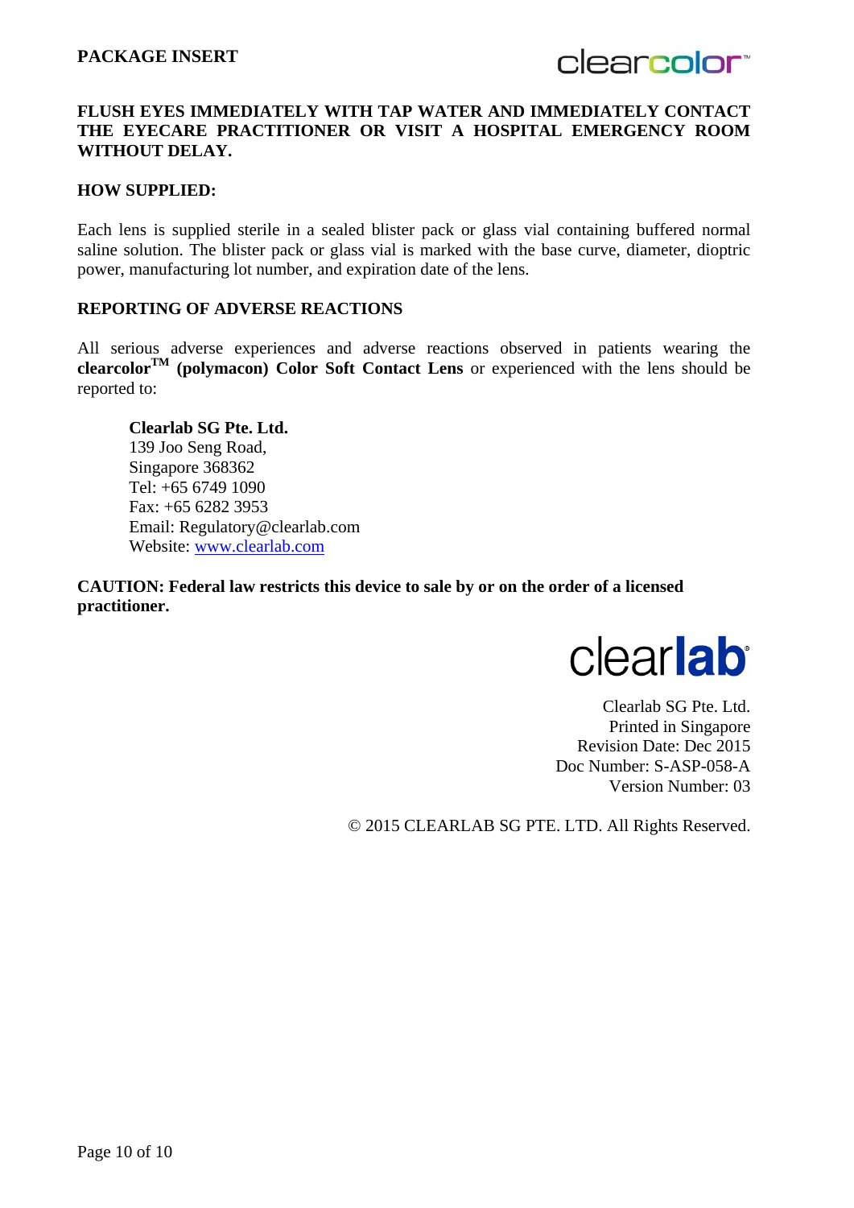**FLUSH EYES IMMEDIATELY WITH TAP WATER AND IMMEDIATELY CONTACT THE EYECARE PRACTITIONER OR VISIT A HOSPITAL EMERGENCY ROOM WITHOUT DELAY.**

## HOW SUPPLIED:

Each lens is supplied sterile in a sealed blister pack or glass vial containing buffered normal saline solution. The blister pack or glass vial is marked with the base curve, diameter, dioptric power, manufacturing lot number, and expiration date of the lens.

## REPORTING OF ADVERSE REACTIONS

All serious adverse experiences and adverse reactions observed in patients wearing the **clearcolor™ (polymacon) Color Soft Contact Lens** or experienced with the lens should be reported to:

> **Clearlab SG Pte. Ltd.**
> 139 Joo Seng Road,
> Singapore 368362
> Tel: +65 6749 1090
> Fax: +65 6282 3953
> Email: Regulatory@clearlab.com
> Website: www.clearlab.com

**CAUTION: Federal law restricts this device to sale by or on the order of a licensed practitioner.**

clearlab®

Clearlab SG Pte. Ltd.
Printed in Singapore
Revision Date: Dec 2015
Doc Number: S-ASP-058-A
Version Number: 03

© 2015 CLEARLAB SG PTE. LTD. All Rights Reserved.